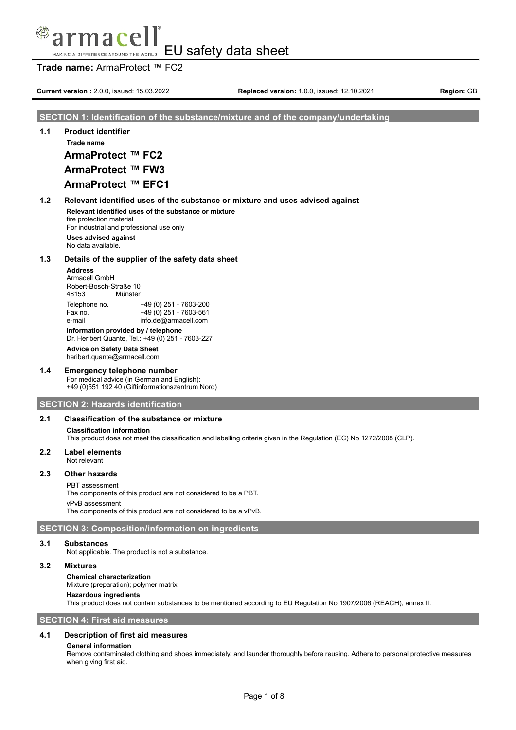# EU safety data sheet

**Trade name:** ArmaProtect ™ FC2

**Current version :** 2.0.0, issued: 15.03.2022 **Replaced version:** 1.0.0, issued: 12.10.2021 **Region:** GB

## SECTION 1: Identification of the substance/mixture and of the company/undertaking

### 1.1 Product identifier

**Trade name**

**ArmaProtect ™ FC2**

**ArmaProtect ™ FW3**

**ArmaProtect ™ EFC1**

### 1.2 Relevant identified uses of the substance or mixture and uses advised against

**Relevant identified uses of the substance or mixture**

fire protection material

For industrial and professional use only

**Uses advised against**

No data available.

### 1.3 Details of the supplier of the safety data sheet

**Address**

Armacell GmbH
Robert-Bosch-Straße 10
48153 Münster

| | |
|---|---|
| Telephone no. | +49 (0) 251 - 7603-200 |
| Fax no. | +49 (0) 251 - 7603-561 |
| e-mail | info.de@armacell.com |

**Information provided by / telephone**

Dr. Heribert Quante, Tel.: +49 (0) 251 - 7603-227

**Advice on Safety Data Sheet**

heribert.quante@armacell.com

### 1.4 Emergency telephone number

For medical advice (in German and English):
+49 (0)551 192 40 (Giftinformationszentrum Nord)

## SECTION 2: Hazards identification

### 2.1 Classification of the substance or mixture

**Classification information**

This product does not meet the classification and labelling criteria given in the Regulation (EC) No 1272/2008 (CLP).

### 2.2 Label elements

Not relevant

### 2.3 Other hazards

PBT assessment

The components of this product are not considered to be a PBT.

vPvB assessment

The components of this product are not considered to be a vPvB.

## SECTION 3: Composition/information on ingredients

### 3.1 Substances

Not applicable. The product is not a substance.

### 3.2 Mixtures

**Chemical characterization**

Mixture (preparation); polymer matrix

**Hazardous ingredients**

This product does not contain substances to be mentioned according to EU Regulation No 1907/2006 (REACH), annex II.

## SECTION 4: First aid measures

### 4.1 Description of first aid measures

**General information**

Remove contaminated clothing and shoes immediately, and launder thoroughly before reusing. Adhere to personal protective measures when giving first aid.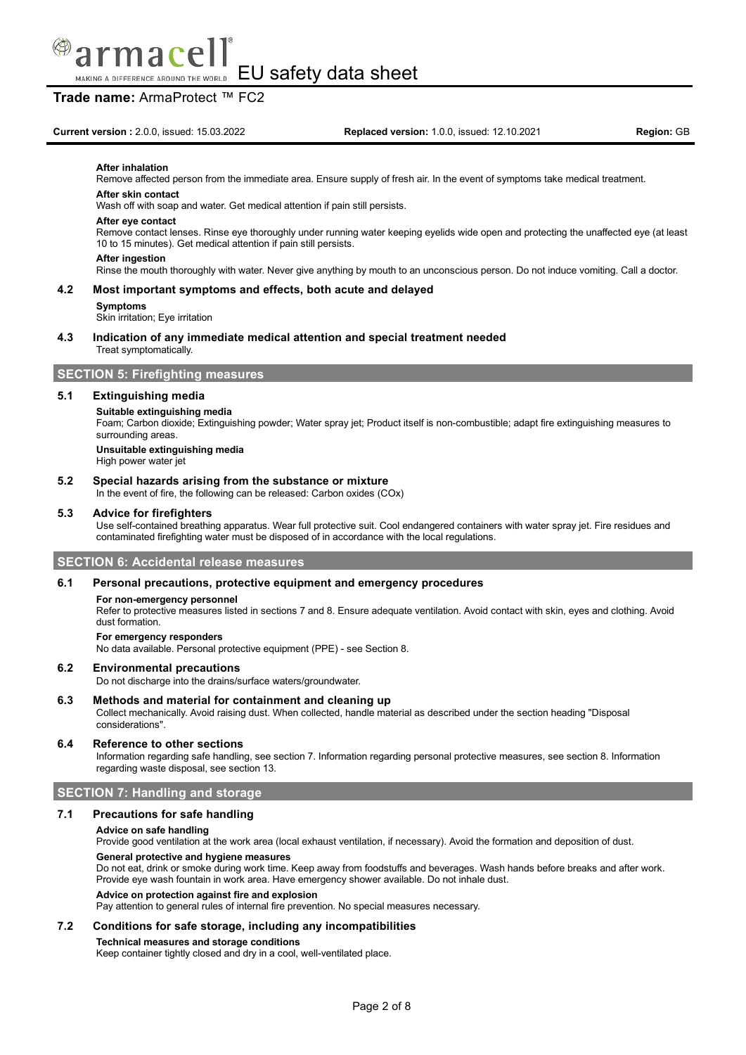**After inhalation**

Remove affected person from the immediate area. Ensure supply of fresh air. In the event of symptoms take medical treatment.

**After skin contact**

Wash off with soap and water. Get medical attention if pain still persists.

**After eye contact**

Remove contact lenses. Rinse eye thoroughly under running water keeping eyelids wide open and protecting the unaffected eye (at least 10 to 15 minutes). Get medical attention if pain still persists.

**After ingestion**

Rinse the mouth thoroughly with water. Never give anything by mouth to an unconscious person. Do not induce vomiting. Call a doctor.

### 4.2 Most important symptoms and effects, both acute and delayed

**Symptoms**

Skin irritation; Eye irritation

### 4.3 Indication of any immediate medical attention and special treatment needed

Treat symptomatically.

## SECTION 5: Firefighting measures

### 5.1 Extinguishing media

**Suitable extinguishing media**

Foam; Carbon dioxide; Extinguishing powder; Water spray jet; Product itself is non-combustible; adapt fire extinguishing measures to surrounding areas.

**Unsuitable extinguishing media**

High power water jet

### 5.2 Special hazards arising from the substance or mixture

In the event of fire, the following can be released: Carbon oxides (COx)

### 5.3 Advice for firefighters

Use self-contained breathing apparatus. Wear full protective suit. Cool endangered containers with water spray jet. Fire residues and contaminated firefighting water must be disposed of in accordance with the local regulations.

## SECTION 6: Accidental release measures

### 6.1 Personal precautions, protective equipment and emergency procedures

**For non-emergency personnel**

Refer to protective measures listed in sections 7 and 8. Ensure adequate ventilation. Avoid contact with skin, eyes and clothing. Avoid dust formation.

**For emergency responders**

No data available. Personal protective equipment (PPE) - see Section 8.

### 6.2 Environmental precautions

Do not discharge into the drains/surface waters/groundwater.

### 6.3 Methods and material for containment and cleaning up

Collect mechanically. Avoid raising dust. When collected, handle material as described under the section heading "Disposal considerations".

### 6.4 Reference to other sections

Information regarding safe handling, see section 7. Information regarding personal protective measures, see section 8. Information regarding waste disposal, see section 13.

## SECTION 7: Handling and storage

### 7.1 Precautions for safe handling

**Advice on safe handling**

Provide good ventilation at the work area (local exhaust ventilation, if necessary). Avoid the formation and deposition of dust.

**General protective and hygiene measures**

Do not eat, drink or smoke during work time. Keep away from foodstuffs and beverages. Wash hands before breaks and after work. Provide eye wash fountain in work area. Have emergency shower available. Do not inhale dust.

**Advice on protection against fire and explosion**

Pay attention to general rules of internal fire prevention. No special measures necessary.

### 7.2 Conditions for safe storage, including any incompatibilities

**Technical measures and storage conditions**

Keep container tightly closed and dry in a cool, well-ventilated place.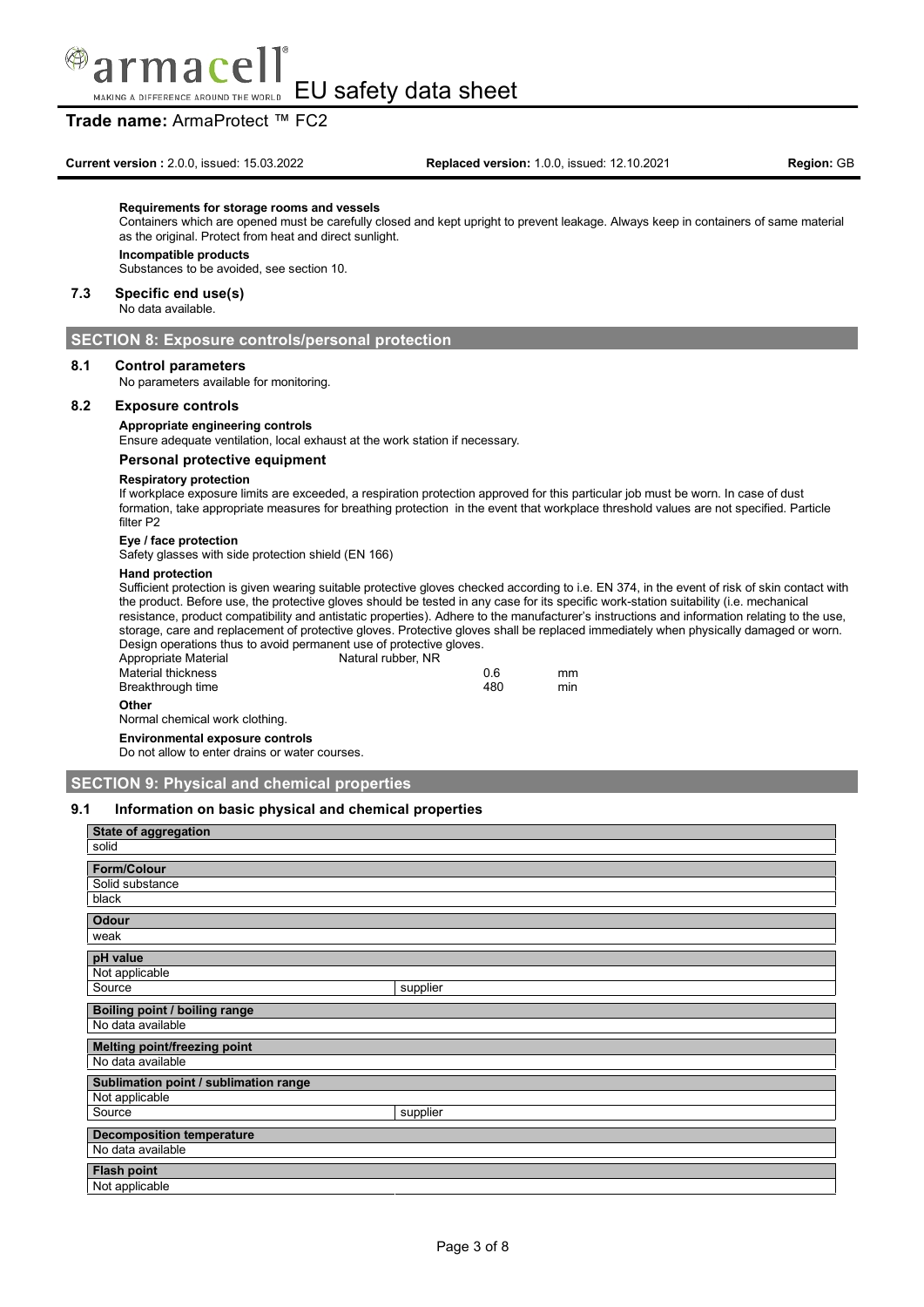**Requirements for storage rooms and vessels**

Containers which are opened must be carefully closed and kept upright to prevent leakage. Always keep in containers of same material as the original. Protect from heat and direct sunlight.

**Incompatible products**

Substances to be avoided, see section 10.

### 7.3 Specific end use(s)

No data available.

## SECTION 8: Exposure controls/personal protection

### 8.1 Control parameters

No parameters available for monitoring.

### 8.2 Exposure controls

**Appropriate engineering controls**

Ensure adequate ventilation, local exhaust at the work station if necessary.

**Personal protective equipment**

**Respiratory protection**

If workplace exposure limits are exceeded, a respiration protection approved for this particular job must be worn. In case of dust formation, take appropriate measures for breathing protection in the event that workplace threshold values are not specified. Particle filter P2

**Eye / face protection**

Safety glasses with side protection shield (EN 166)

**Hand protection**

Sufficient protection is given wearing suitable protective gloves checked according to i.e. EN 374, in the event of risk of skin contact with the product. Before use, the protective gloves should be tested in any case for its specific work-station suitability (i.e. mechanical resistance, product compatibility and antistatic properties). Adhere to the manufacturer's instructions and information relating to the use, storage, care and replacement of protective gloves. Protective gloves shall be replaced immediately when physically damaged or worn. Design operations thus to avoid permanent use of protective gloves.

| | | | |
|---|---|---|---|
| Appropriate Material | Natural rubber, NR | | |
| Material thickness | | 0.6 | mm |
| Breakthrough time | | 480 | min |

**Other**

Normal chemical work clothing.

**Environmental exposure controls**

Do not allow to enter drains or water courses.

## SECTION 9: Physical and chemical properties

### 9.1 Information on basic physical and chemical properties

| **State of aggregation** | |
|---|---|
| solid | |
| **Form/Colour** | |
| Solid substance | |
| black | |
| **Odour** | |
| weak | |
| **pH value** | |
| Not applicable | |
| Source | supplier |
| **Boiling point / boiling range** | |
| No data available | |
| **Melting point/freezing point** | |
| No data available | |
| **Sublimation point / sublimation range** | |
| Not applicable | |
| Source | supplier |
| **Decomposition temperature** | |
| No data available | |
| **Flash point** | |
| Not applicable | |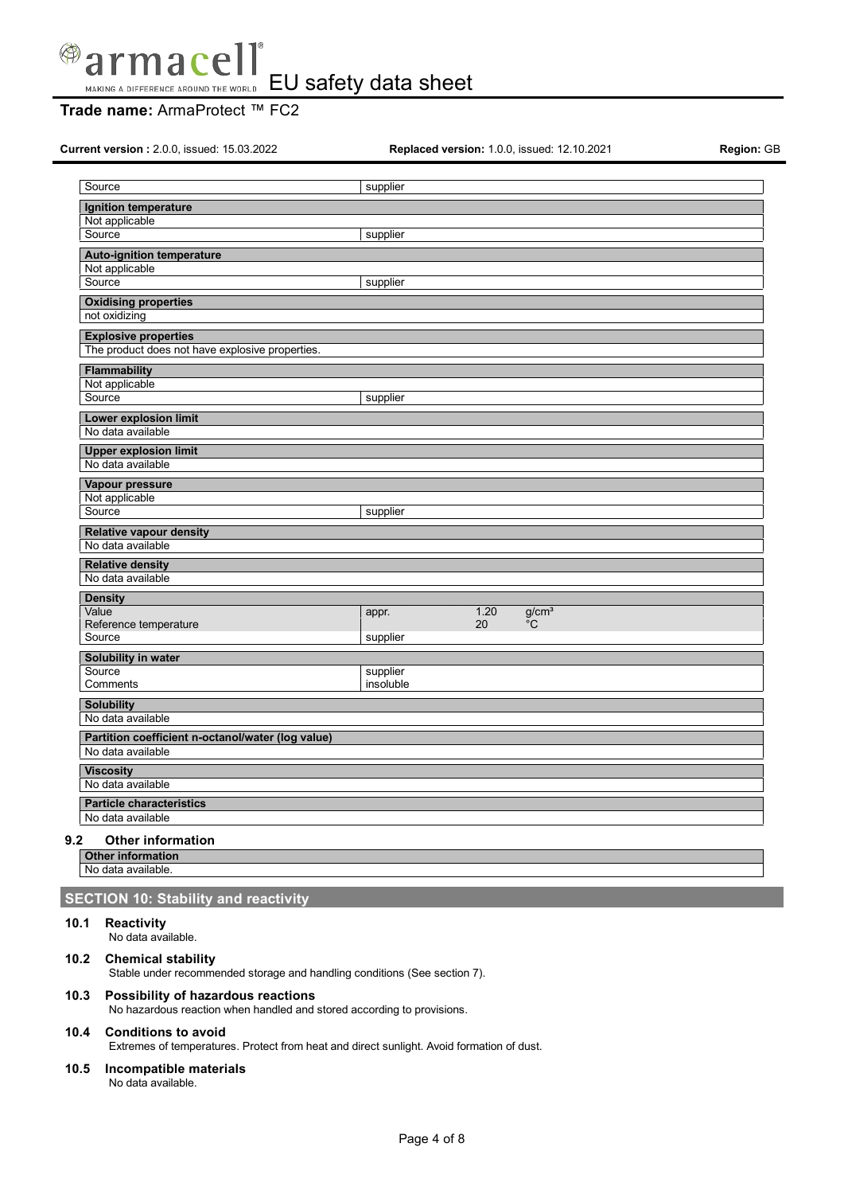| | |
|---|---|
| Source | supplier |

| **Ignition temperature** | |
|---|---|
| Not applicable | |
| Source | supplier |

| **Auto-ignition temperature** | |
|---|---|
| Not applicable | |
| Source | supplier |

| **Oxidising properties** |
|---|
| not oxidizing |

| **Explosive properties** |
|---|
| The product does not have explosive properties. |

| **Flammability** | |
|---|---|
| Not applicable | |
| Source | supplier |

| **Lower explosion limit** |
|---|
| No data available |

| **Upper explosion limit** |
|---|
| No data available |

| **Vapour pressure** | |
|---|---|
| Not applicable | |
| Source | supplier |

| **Relative vapour density** |
|---|
| No data available |

| **Relative density** |
|---|
| No data available |

| **Density** | | | |
|---|---|---|---|
| Value | appr. | 1.20 | g/cm³ |
| Reference temperature | | 20 | °C |
| Source | supplier | | |

| **Solubility in water** | |
|---|---|
| Source | supplier |
| Comments | insoluble |

| **Solubility** |
|---|
| No data available |

| **Partition coefficient n-octanol/water (log value)** |
|---|
| No data available |

| **Viscosity** |
|---|
| No data available |

| **Particle characteristics** |
|---|
| No data available |

### 9.2 Other information

| **Other information** |
|---|
| No data available. |

## SECTION 10: Stability and reactivity

### 10.1 Reactivity

No data available.

### 10.2 Chemical stability

Stable under recommended storage and handling conditions (See section 7).

### 10.3 Possibility of hazardous reactions

No hazardous reaction when handled and stored according to provisions.

### 10.4 Conditions to avoid

Extremes of temperatures. Protect from heat and direct sunlight. Avoid formation of dust.

### 10.5 Incompatible materials

No data available.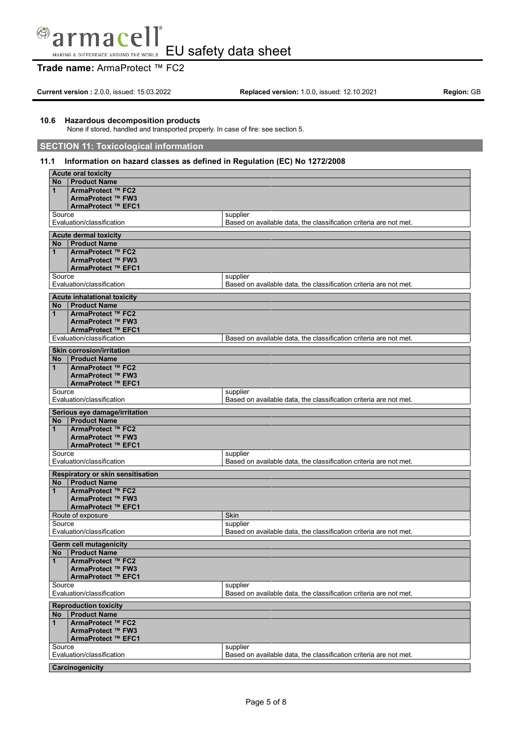### 10.6 Hazardous decomposition products

None if stored, handled and transported properly. In case of fire: see section 5.

## SECTION 11: Toxicological information

### 11.1 Information on hazard classes as defined in Regulation (EC) No 1272/2008

| **Acute oral toxicity** | |
|---|---|
| **No** | **Product Name** |
| **1** | **ArmaProtect ™ FC2**<br>**ArmaProtect ™ FW3**<br>**ArmaProtect ™ EFC1** |
| Source | supplier |
| Evaluation/classification | Based on available data, the classification criteria are not met. |

| **Acute dermal toxicity** | |
|---|---|
| **No** | **Product Name** |
| **1** | **ArmaProtect ™ FC2**<br>**ArmaProtect ™ FW3**<br>**ArmaProtect ™ EFC1** |
| Source | supplier |
| Evaluation/classification | Based on available data, the classification criteria are not met. |

| **Acute inhalational toxicity** | |
|---|---|
| **No** | **Product Name** |
| **1** | **ArmaProtect ™ FC2**<br>**ArmaProtect ™ FW3**<br>**ArmaProtect ™ EFC1** |
| Evaluation/classification | Based on available data, the classification criteria are not met. |

| **Skin corrosion/irritation** | |
|---|---|
| **No** | **Product Name** |
| **1** | **ArmaProtect ™ FC2**<br>**ArmaProtect ™ FW3**<br>**ArmaProtect ™ EFC1** |
| Source | supplier |
| Evaluation/classification | Based on available data, the classification criteria are not met. |

| **Serious eye damage/irritation** | |
|---|---|
| **No** | **Product Name** |
| **1** | **ArmaProtect ™ FC2**<br>**ArmaProtect ™ FW3**<br>**ArmaProtect ™ EFC1** |
| Source | supplier |
| Evaluation/classification | Based on available data, the classification criteria are not met. |

| **Respiratory or skin sensitisation** | |
|---|---|
| **No** | **Product Name** |
| **1** | **ArmaProtect ™ FC2**<br>**ArmaProtect ™ FW3**<br>**ArmaProtect ™ EFC1** |
| Route of exposure | Skin |
| Source | supplier |
| Evaluation/classification | Based on available data, the classification criteria are not met. |

| **Germ cell mutagenicity** | |
|---|---|
| **No** | **Product Name** |
| **1** | **ArmaProtect ™ FC2**<br>**ArmaProtect ™ FW3**<br>**ArmaProtect ™ EFC1** |
| Source | supplier |
| Evaluation/classification | Based on available data, the classification criteria are not met. |

| **Reproduction toxicity** | |
|---|---|
| **No** | **Product Name** |
| **1** | **ArmaProtect ™ FC2**<br>**ArmaProtect ™ FW3**<br>**ArmaProtect ™ EFC1** |
| Source | supplier |
| Evaluation/classification | Based on available data, the classification criteria are not met. |

| **Carcinogenicity** |
|---|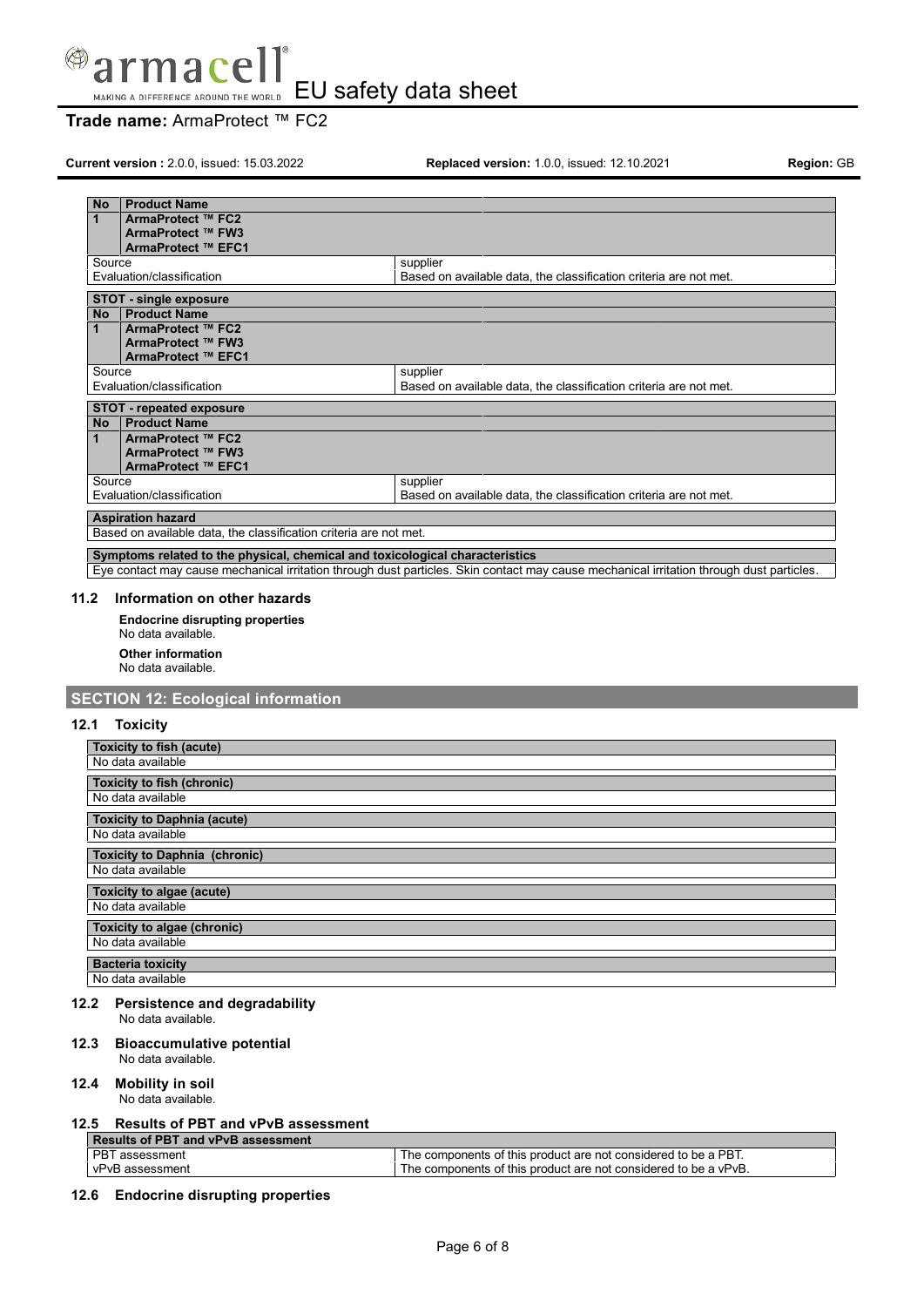| No | Product Name |
|---|---|
| 1 | **ArmaProtect ™ FC2**<br>**ArmaProtect ™ FW3**<br>**ArmaProtect ™ EFC1** |
| Source | supplier |
| Evaluation/classification | Based on available data, the classification criteria are not met. |

| STOT - single exposure | |
|---|---|
| **No** | **Product Name** |
| 1 | **ArmaProtect ™ FC2**<br>**ArmaProtect ™ FW3**<br>**ArmaProtect ™ EFC1** |
| Source | supplier |
| Evaluation/classification | Based on available data, the classification criteria are not met. |

| STOT - repeated exposure | |
|---|---|
| **No** | **Product Name** |
| 1 | **ArmaProtect ™ FC2**<br>**ArmaProtect ™ FW3**<br>**ArmaProtect ™ EFC1** |
| Source | supplier |
| Evaluation/classification | Based on available data, the classification criteria are not met. |

| Aspiration hazard |
|---|
| Based on available data, the classification criteria are not met. |

| Symptoms related to the physical, chemical and toxicological characteristics |
|---|
| Eye contact may cause mechanical irritation through dust particles. Skin contact may cause mechanical irritation through dust particles. |

### 11.2 Information on other hazards

**Endocrine disrupting properties**
No data available.

**Other information**
No data available.

## SECTION 12: Ecological information

### 12.1 Toxicity

| Toxicity to fish (acute) |
|---|
| No data available |

| Toxicity to fish (chronic) |
|---|
| No data available |

| Toxicity to Daphnia (acute) |
|---|
| No data available |

| Toxicity to Daphnia (chronic) |
|---|
| No data available |

| Toxicity to algae (acute) |
|---|
| No data available |

| Toxicity to algae (chronic) |
|---|
| No data available |

| Bacteria toxicity |
|---|
| No data available |

### 12.2 Persistence and degradability
No data available.

### 12.3 Bioaccumulative potential
No data available.

### 12.4 Mobility in soil
No data available.

### 12.5 Results of PBT and vPvB assessment

| Results of PBT and vPvB assessment | |
|---|---|
| PBT assessment | The components of this product are not considered to be a PBT. |
| vPvB assessment | The components of this product are not considered to be a vPvB. |

### 12.6 Endocrine disrupting properties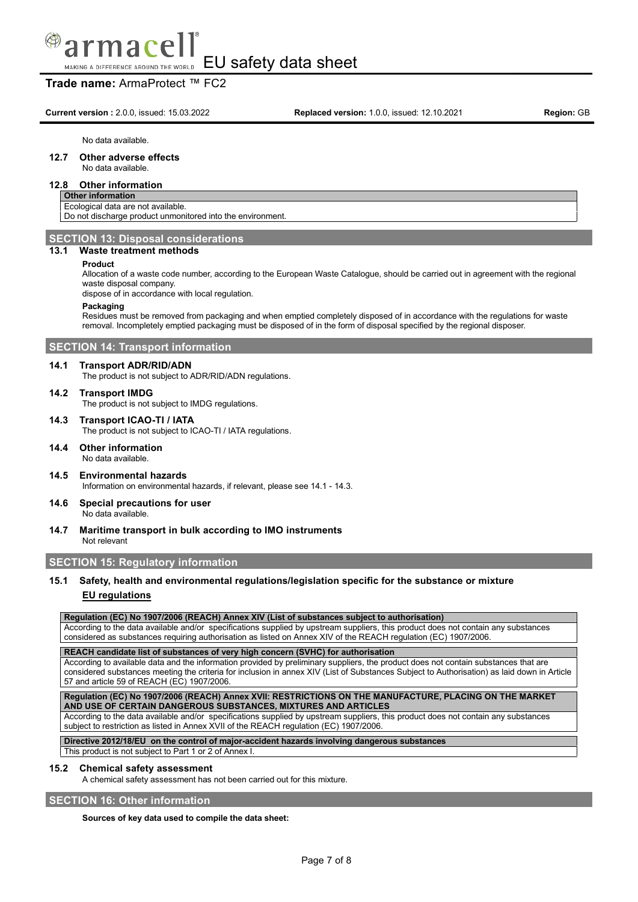No data available.

### 12.7 Other adverse effects

No data available.

### 12.8 Other information

| Other information |
|---|
| Ecological data are not available. |
| Do not discharge product unmonitored into the environment. |

## SECTION 13: Disposal considerations

### 13.1 Waste treatment methods

**Product**

Allocation of a waste code number, according to the European Waste Catalogue, should be carried out in agreement with the regional waste disposal company.

dispose of in accordance with local regulation.

**Packaging**

Residues must be removed from packaging and when emptied completely disposed of in accordance with the regulations for waste removal. Incompletely emptied packaging must be disposed of in the form of disposal specified by the regional disposer.

## SECTION 14: Transport information

### 14.1 Transport ADR/RID/ADN

The product is not subject to ADR/RID/ADN regulations.

### 14.2 Transport IMDG

The product is not subject to IMDG regulations.

### 14.3 Transport ICAO-TI / IATA

The product is not subject to ICAO-TI / IATA regulations.

### 14.4 Other information

No data available.

### 14.5 Environmental hazards

Information on environmental hazards, if relevant, please see 14.1 - 14.3.

### 14.6 Special precautions for user

No data available.

### 14.7 Maritime transport in bulk according to IMO instruments

Not relevant

## SECTION 15: Regulatory information

### 15.1 Safety, health and environmental regulations/legislation specific for the substance or mixture

**EU regulations**

| Regulation (EC) No 1907/2006 (REACH) Annex XIV (List of substances subject to authorisation) |
|---|
| According to the data available and/or specifications supplied by upstream suppliers, this product does not contain any substances considered as substances requiring authorisation as listed on Annex XIV of the REACH regulation (EC) 1907/2006. |

| REACH candidate list of substances of very high concern (SVHC) for authorisation |
|---|
| According to available data and the information provided by preliminary suppliers, the product does not contain substances that are considered substances meeting the criteria for inclusion in annex XIV (List of Substances Subject to Authorisation) as laid down in Article 57 and article 59 of REACH (EC) 1907/2006. |

| Regulation (EC) No 1907/2006 (REACH) Annex XVII: RESTRICTIONS ON THE MANUFACTURE, PLACING ON THE MARKET AND USE OF CERTAIN DANGEROUS SUBSTANCES, MIXTURES AND ARTICLES |
|---|
| According to the data available and/or specifications supplied by upstream suppliers, this product does not contain any substances subject to restriction as listed in Annex XVII of the REACH regulation (EC) 1907/2006. |

| Directive 2012/18/EU on the control of major-accident hazards involving dangerous substances |
|---|
| This product is not subject to Part 1 or 2 of Annex I. |

### 15.2 Chemical safety assessment

A chemical safety assessment has not been carried out for this mixture.

## SECTION 16: Other information

**Sources of key data used to compile the data sheet:**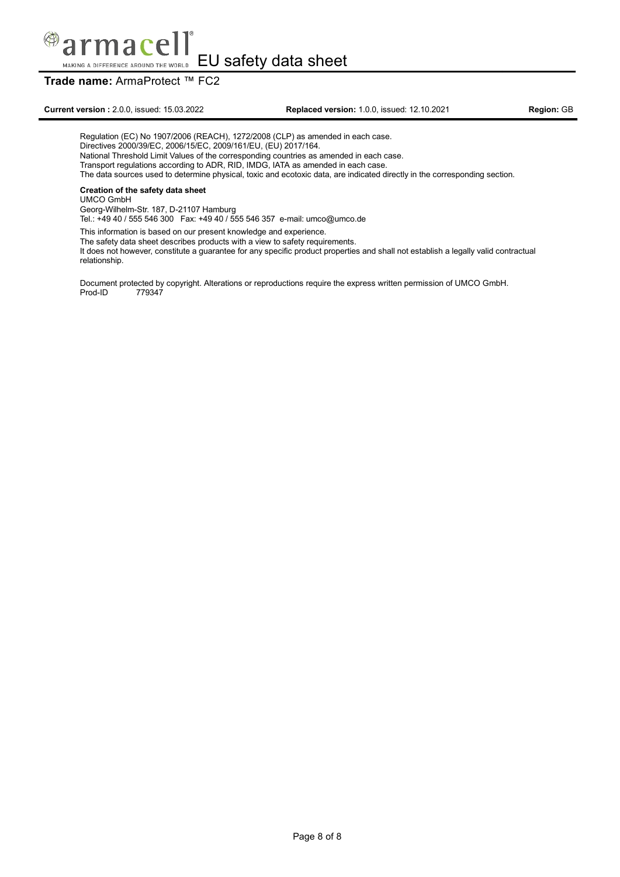Regulation (EC) No 1907/2006 (REACH), 1272/2008 (CLP) as amended in each case.
Directives 2000/39/EC, 2006/15/EC, 2009/161/EU, (EU) 2017/164.
National Threshold Limit Values of the corresponding countries as amended in each case.
Transport regulations according to ADR, RID, IMDG, IATA as amended in each case.
The data sources used to determine physical, toxic and ecotoxic data, are indicated directly in the corresponding section.

**Creation of the safety data sheet**
UMCO GmbH
Georg-Wilhelm-Str. 187, D-21107 Hamburg
Tel.: +49 40 / 555 546 300 Fax: +49 40 / 555 546 357 e-mail: umco@umco.de

This information is based on our present knowledge and experience.
The safety data sheet describes products with a view to safety requirements.
It does not however, constitute a guarantee for any specific product properties and shall not establish a legally valid contractual relationship.

Document protected by copyright. Alterations or reproductions require the express written permission of UMCO GmbH.
Prod-ID 779347